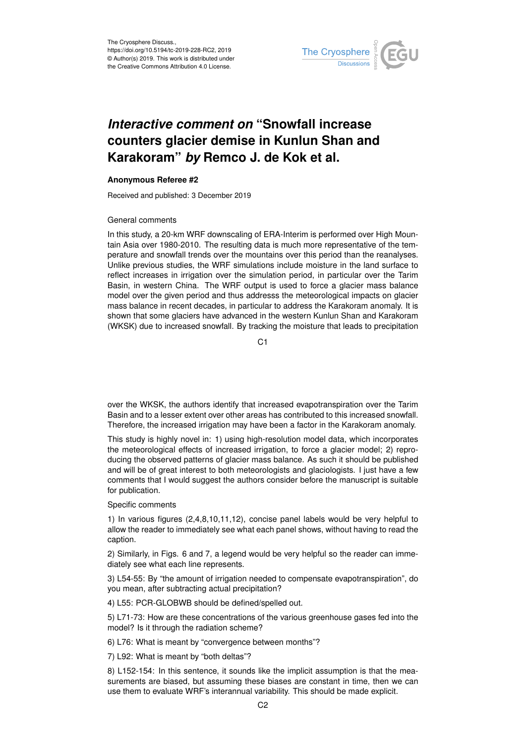The Cryosphere Discuss.,
https://doi.org/10.5194/tc-2019-228-RC2, 2019
© Author(s) 2019. This work is distributed under
the Creative Commons Attribution 4.0 License.

# *Interactive comment on* "Snowfall increase counters glacier demise in Kunlun Shan and Karakoram" *by* Remco J. de Kok et al.

**Anonymous Referee #2**

Received and published: 3 December 2019

General comments

In this study, a 20-km WRF downscaling of ERA-Interim is performed over High Mountain Asia over 1980-2010. The resulting data is much more representative of the temperature and snowfall trends over the mountains over this period than the reanalyses. Unlike previous studies, the WRF simulations include moisture in the land surface to reflect increases in irrigation over the simulation period, in particular over the Tarim Basin, in western China. The WRF output is used to force a glacier mass balance model over the given period and thus addresss the meteorological impacts on glacier mass balance in recent decades, in particular to address the Karakoram anomaly. It is shown that some glaciers have advanced in the western Kunlun Shan and Karakoram (WKSK) due to increased snowfall. By tracking the moisture that leads to precipitation over the WKSK, the authors identify that increased evapotranspiration over the Tarim Basin and to a lesser extent over other areas has contributed to this increased snowfall. Therefore, the increased irrigation may have been a factor in the Karakoram anomaly.

This study is highly novel in: 1) using high-resolution model data, which incorporates the meteorological effects of increased irrigation, to force a glacier model; 2) reproducing the observed patterns of glacier mass balance. As such it should be published and will be of great interest to both meteorologists and glaciologists. I just have a few comments that I would suggest the authors consider before the manuscript is suitable for publication.

Specific comments

1) In various figures (2,4,8,10,11,12), concise panel labels would be very helpful to allow the reader to immediately see what each panel shows, without having to read the caption.

2) Similarly, in Figs. 6 and 7, a legend would be very helpful so the reader can immediately see what each line represents.

3) L54-55: By "the amount of irrigation needed to compensate evapotranspiration", do you mean, after subtracting actual precipitation?

4) L55: PCR-GLOBWB should be defined/spelled out.

5) L71-73: How are these concentrations of the various greenhouse gases fed into the model? Is it through the radiation scheme?

6) L76: What is meant by "convergence between months"?

7) L92: What is meant by "both deltas"?

8) L152-154: In this sentence, it sounds like the implicit assumption is that the measurements are biased, but assuming these biases are constant in time, then we can use them to evaluate WRF's interannual variability. This should be made explicit.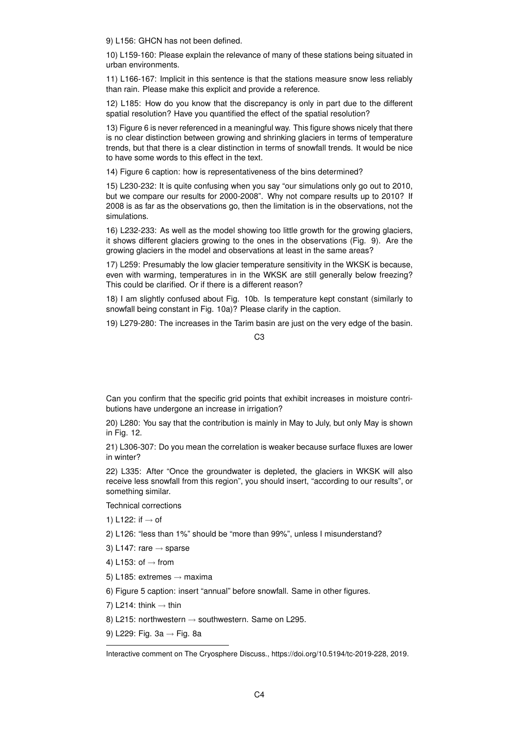9) L156: GHCN has not been defined.

10) L159-160: Please explain the relevance of many of these stations being situated in urban environments.

11) L166-167: Implicit in this sentence is that the stations measure snow less reliably than rain. Please make this explicit and provide a reference.

12) L185: How do you know that the discrepancy is only in part due to the different spatial resolution? Have you quantified the effect of the spatial resolution?

13) Figure 6 is never referenced in a meaningful way. This figure shows nicely that there is no clear distinction between growing and shrinking glaciers in terms of temperature trends, but that there is a clear distinction in terms of snowfall trends. It would be nice to have some words to this effect in the text.

14) Figure 6 caption: how is representativeness of the bins determined?

15) L230-232: It is quite confusing when you say "our simulations only go out to 2010, but we compare our results for 2000-2008". Why not compare results up to 2010? If 2008 is as far as the observations go, then the limitation is in the observations, not the simulations.

16) L232-233: As well as the model showing too little growth for the growing glaciers, it shows different glaciers growing to the ones in the observations (Fig. 9). Are the growing glaciers in the model and observations at least in the same areas?

17) L259: Presumably the low glacier temperature sensitivity in the WKSK is because, even with warming, temperatures in in the WKSK are still generally below freezing? This could be clarified. Or if there is a different reason?

18) I am slightly confused about Fig. 10b. Is temperature kept constant (similarly to snowfall being constant in Fig. 10a)? Please clarify in the caption.

19) L279-280: The increases in the Tarim basin are just on the very edge of the basin. Can you confirm that the specific grid points that exhibit increases in moisture contributions have undergone an increase in irrigation?

20) L280: You say that the contribution is mainly in May to July, but only May is shown in Fig. 12.

21) L306-307: Do you mean the correlation is weaker because surface fluxes are lower in winter?

22) L335: After "Once the groundwater is depleted, the glaciers in WKSK will also receive less snowfall from this region", you should insert, "according to our results", or something similar.

Technical corrections

1) L122: if → of

2) L126: "less than 1%" should be "more than 99%", unless I misunderstand?

3) L147: rare → sparse

4) L153: of → from

5) L185: extremes → maxima

6) Figure 5 caption: insert "annual" before snowfall. Same in other figures.

7) L214: think → thin

8) L215: northwestern → southwestern. Same on L295.

9) L229: Fig. 3a → Fig. 8a

Interactive comment on The Cryosphere Discuss., https://doi.org/10.5194/tc-2019-228, 2019.